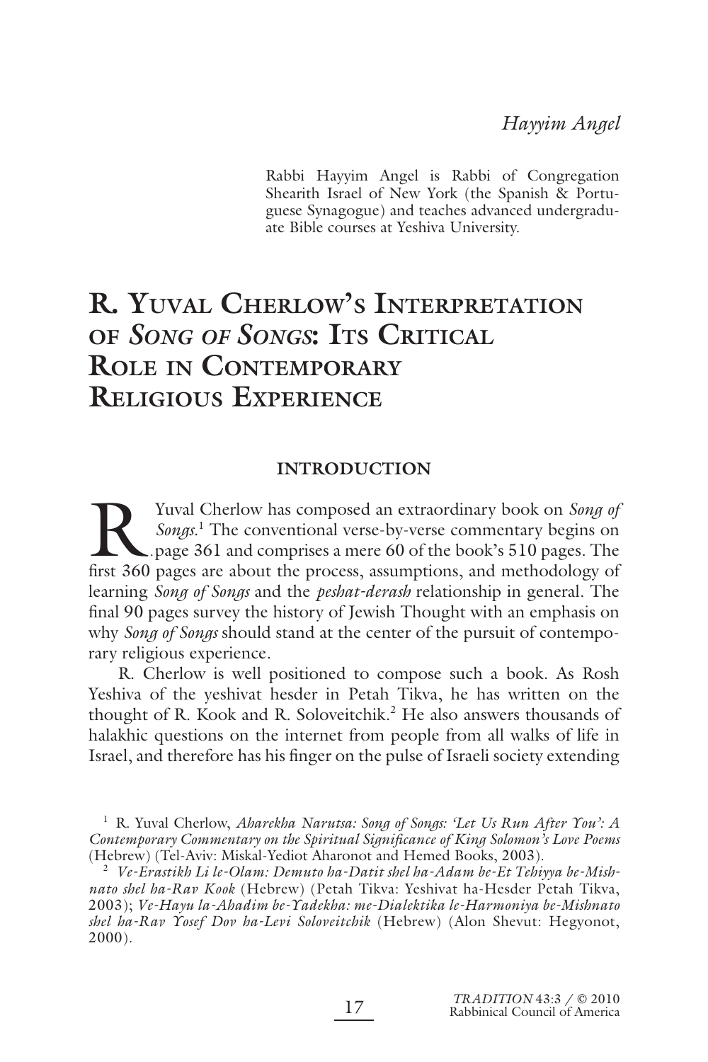*Hayyim Angel*

Rabbi Hayyim Angel is Rabbi of Congregation Shearith Israel of New York (the Spanish & Portuguese Synagogue) and teaches advanced undergraduate Bible courses at Yeshiva University.

# R. Yuval Cherlow's Interpretation of *Song of Songs*: Its Critical Role in Contemporary Religious Experience

## INTRODUCTION

R. Yuval Cherlow has composed an extraordinary book on *Song of Songs*.[1] The conventional verse-by-verse commentary begins on page 361 and comprises a mere 60 of the book's 510 pages. The first 360 pages are about the process, assumptions, and methodology of learning *Song of Songs* and the *peshat-derash* relationship in general. The final 90 pages survey the history of Jewish Thought with an emphasis on why *Song of Songs* should stand at the center of the pursuit of contemporary religious experience.

R. Cherlow is well positioned to compose such a book. As Rosh Yeshiva of the yeshivat hesder in Petah Tikva, he has written on the thought of R. Kook and R. Soloveitchik.[2] He also answers thousands of halakhic questions on the internet from people from all walks of life in Israel, and therefore has his finger on the pulse of Israeli society extending

[1] R. Yuval Cherlow, *Aharekha Narutsa: Song of Songs: 'Let Us Run After You': A Contemporary Commentary on the Spiritual Significance of King Solomon's Love Poems* (Hebrew) (Tel-Aviv: Miskal-Yediot Aharonot and Hemed Books, 2003).

[2] *Ve-Erastikh Li le-Olam: Demuto ha-Datit shel ha-Adam be-Et Tehiyya be-Mishnato shel ha-Rav Kook* (Hebrew) (Petah Tikva: Yeshivat ha-Hesder Petah Tikva, 2003); *Ve-Hayu la-Ahadim be-Yadekha: me-Dialektika le-Harmoniya be-Mishnato shel ha-Rav Yosef Dov ha-Levi Soloveitchik* (Hebrew) (Alon Shevut: Hegyonot, 2000).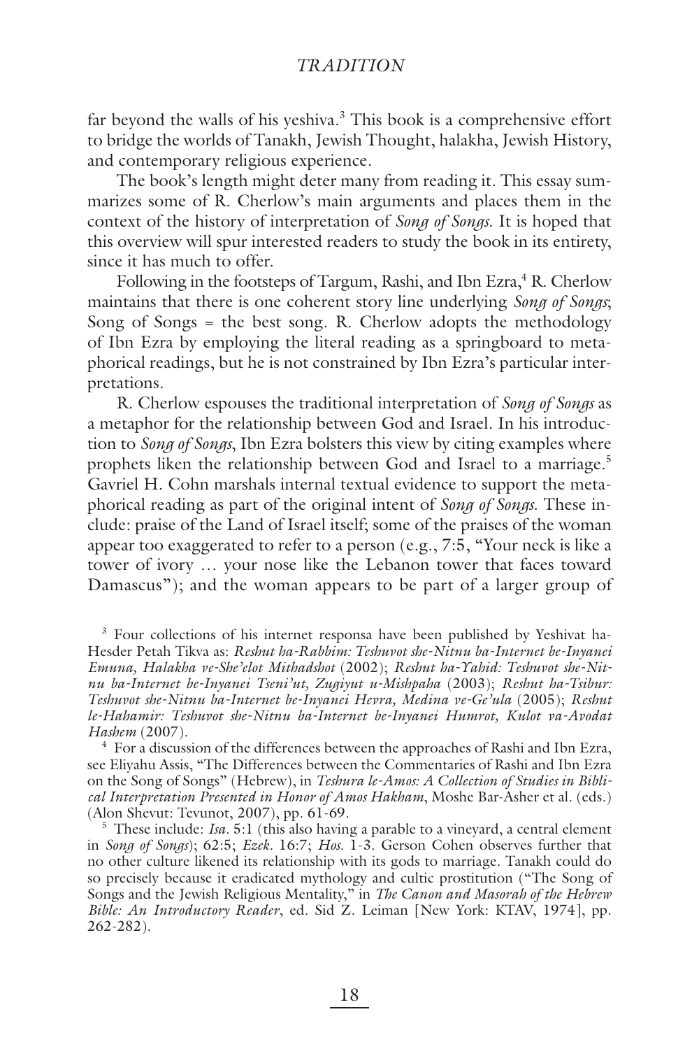far beyond the walls of his yeshiva.[3] This book is a comprehensive effort to bridge the worlds of Tanakh, Jewish Thought, halakha, Jewish History, and contemporary religious experience.

The book's length might deter many from reading it. This essay summarizes some of R. Cherlow's main arguments and places them in the context of the history of interpretation of *Song of Songs*. It is hoped that this overview will spur interested readers to study the book in its entirety, since it has much to offer.

Following in the footsteps of Targum, Rashi, and Ibn Ezra,[4] R. Cherlow maintains that there is one coherent story line underlying *Song of Songs*; Song of Songs = the best song. R. Cherlow adopts the methodology of Ibn Ezra by employing the literal reading as a springboard to metaphorical readings, but he is not constrained by Ibn Ezra's particular interpretations.

R. Cherlow espouses the traditional interpretation of *Song of Songs* as a metaphor for the relationship between God and Israel. In his introduction to *Song of Songs*, Ibn Ezra bolsters this view by citing examples where prophets liken the relationship between God and Israel to a marriage.[5] Gavriel H. Cohn marshals internal textual evidence to support the metaphorical reading as part of the original intent of *Song of Songs*. These include: praise of the Land of Israel itself; some of the praises of the woman appear too exaggerated to refer to a person (e.g., 7:5, "Your neck is like a tower of ivory … your nose like the Lebanon tower that faces toward Damascus"); and the woman appears to be part of a larger group of

[3] Four collections of his internet responsa have been published by Yeshivat ha-Hesder Petah Tikva as: *Reshut ha-Rabbim: Teshuvot she-Nitnu ba-Internet be-Inyanei Emuna, Halakha ve-She'elot Mithadshot* (2002); *Reshut ha-Yahid: Teshuvot she-Nitnu ba-Internet be-Inyanei Tseni'ut, Zugiyut u-Mishpaha* (2003); *Reshut ha-Tsibur: Teshuvot she-Nitnu ba-Internet be-Inyanei Hevra, Medina ve-Ge'ula* (2005); *Reshut le-Hahamir: Teshuvot she-Nitnu ba-Internet be-Inyanei Humrot, Kulot va-Avodat Hashem* (2007).

[4] For a discussion of the differences between the approaches of Rashi and Ibn Ezra, see Eliyahu Assis, "The Differences between the Commentaries of Rashi and Ibn Ezra on the Song of Songs" (Hebrew), in *Teshura le-Amos: A Collection of Studies in Biblical Interpretation Presented in Honor of Amos Hakham*, Moshe Bar-Asher et al. (eds.) (Alon Shevut: Tevunot, 2007), pp. 61-69.

[5] These include: *Isa.* 5:1 (this also having a parable to a vineyard, a central element in *Song of Songs*); 62:5; *Ezek.* 16:7; *Hos.* 1-3. Gerson Cohen observes further that no other culture likened its relationship with its gods to marriage. Tanakh could do so precisely because it eradicated mythology and cultic prostitution ("The Song of Songs and the Jewish Religious Mentality," in *The Canon and Masorah of the Hebrew Bible: An Introductory Reader*, ed. Sid Z. Leiman [New York: KTAV, 1974], pp. 262-282).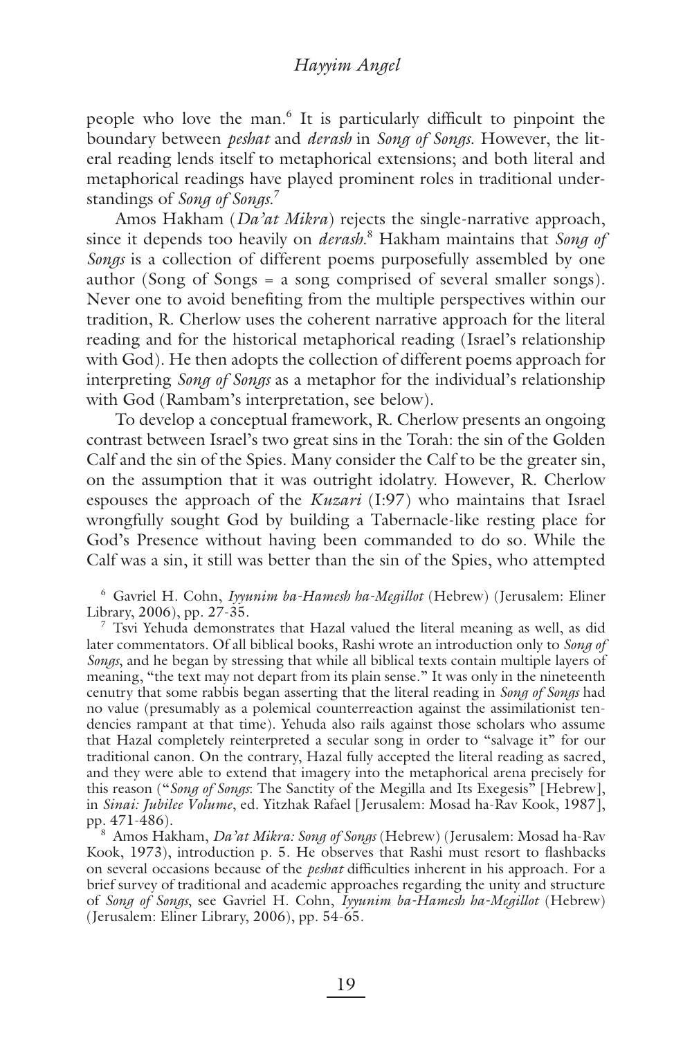people who love the man.[6] It is particularly difficult to pinpoint the boundary between *peshat* and *derash* in *Song of Songs*. However, the literal reading lends itself to metaphorical extensions; and both literal and metaphorical readings have played prominent roles in traditional understandings of *Song of Songs*.[7]

Amos Hakham (*Da'at Mikra*) rejects the single-narrative approach, since it depends too heavily on *derash*.[8] Hakham maintains that *Song of Songs* is a collection of different poems purposefully assembled by one author (Song of Songs = a song comprised of several smaller songs). Never one to avoid benefiting from the multiple perspectives within our tradition, R. Cherlow uses the coherent narrative approach for the literal reading and for the historical metaphorical reading (Israel's relationship with God). He then adopts the collection of different poems approach for interpreting *Song of Songs* as a metaphor for the individual's relationship with God (Rambam's interpretation, see below).

To develop a conceptual framework, R. Cherlow presents an ongoing contrast between Israel's two great sins in the Torah: the sin of the Golden Calf and the sin of the Spies. Many consider the Calf to be the greater sin, on the assumption that it was outright idolatry. However, R. Cherlow espouses the approach of the *Kuzari* (I:97) who maintains that Israel wrongfully sought God by building a Tabernacle-like resting place for God's Presence without having been commanded to do so. While the Calf was a sin, it still was better than the sin of the Spies, who attempted

---

[6] Gavriel H. Cohn, *Iyyunim ba-Hamesh ha-Megillot* (Hebrew) (Jerusalem: Eliner Library, 2006), pp. 27-35.

[7] Tsvi Yehuda demonstrates that Hazal valued the literal meaning as well, as did later commentators. Of all biblical books, Rashi wrote an introduction only to *Song of Songs*, and he began by stressing that while all biblical texts contain multiple layers of meaning, "the text may not depart from its plain sense." It was only in the nineteenth cenutry that some rabbis began asserting that the literal reading in *Song of Songs* had no value (presumably as a polemical counterreaction against the assimilationist tendencies rampant at that time). Yehuda also rails against those scholars who assume that Hazal completely reinterpreted a secular song in order to "salvage it" for our traditional canon. On the contrary, Hazal fully accepted the literal reading as sacred, and they were able to extend that imagery into the metaphorical arena precisely for this reason ("*Song of Songs*: The Sanctity of the Megilla and Its Exegesis" [Hebrew], in *Sinai: Jubilee Volume*, ed. Yitzhak Rafael [Jerusalem: Mosad ha-Rav Kook, 1987], pp. 471-486).

[8] Amos Hakham, *Da'at Mikra: Song of Songs* (Hebrew) (Jerusalem: Mosad ha-Rav Kook, 1973), introduction p. 5. He observes that Rashi must resort to flashbacks on several occasions because of the *peshat* difficulties inherent in his approach. For a brief survey of traditional and academic approaches regarding the unity and structure of *Song of Songs*, see Gavriel H. Cohn, *Iyyunim ba-Hamesh ha-Megillot* (Hebrew) (Jerusalem: Eliner Library, 2006), pp. 54-65.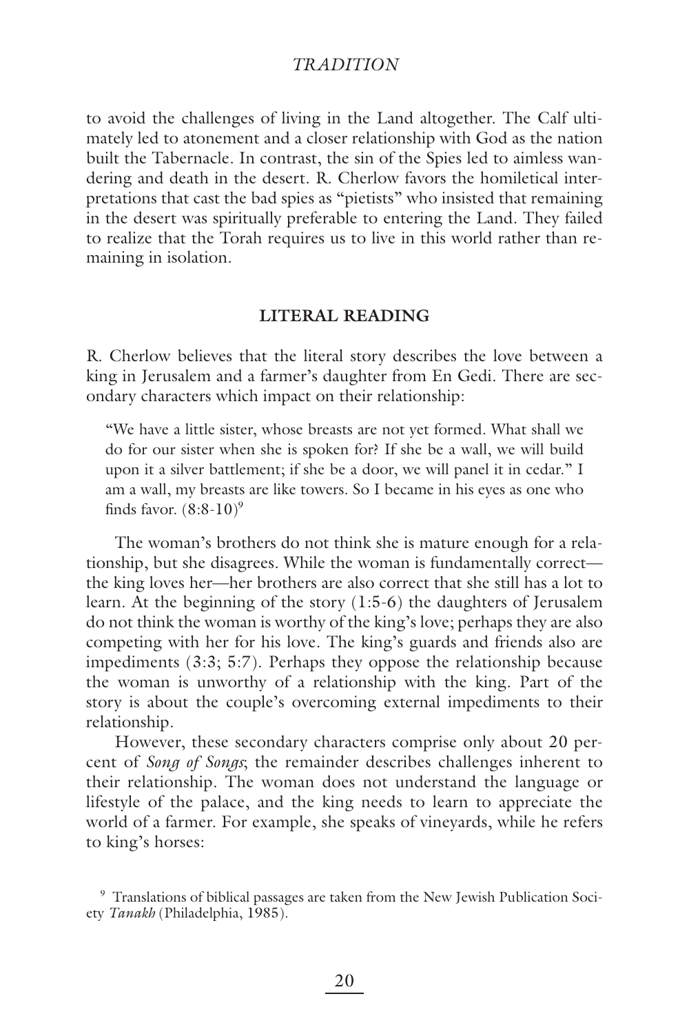to avoid the challenges of living in the Land altogether. The Calf ultimately led to atonement and a closer relationship with God as the nation built the Tabernacle. In contrast, the sin of the Spies led to aimless wandering and death in the desert. R. Cherlow favors the homiletical interpretations that cast the bad spies as "pietists" who insisted that remaining in the desert was spiritually preferable to entering the Land. They failed to realize that the Torah requires us to live in this world rather than remaining in isolation.

## LITERAL READING

R. Cherlow believes that the literal story describes the love between a king in Jerusalem and a farmer's daughter from En Gedi. There are secondary characters which impact on their relationship:

> "We have a little sister, whose breasts are not yet formed. What shall we do for our sister when she is spoken for? If she be a wall, we will build upon it a silver battlement; if she be a door, we will panel it in cedar." I am a wall, my breasts are like towers. So I became in his eyes as one who finds favor. (8:8-10)[9]

The woman's brothers do not think she is mature enough for a relationship, but she disagrees. While the woman is fundamentally correct—the king loves her—her brothers are also correct that she still has a lot to learn. At the beginning of the story (1:5-6) the daughters of Jerusalem do not think the woman is worthy of the king's love; perhaps they are also competing with her for his love. The king's guards and friends also are impediments (3:3; 5:7). Perhaps they oppose the relationship because the woman is unworthy of a relationship with the king. Part of the story is about the couple's overcoming external impediments to their relationship.

However, these secondary characters comprise only about 20 percent of *Song of Songs*; the remainder describes challenges inherent to their relationship. The woman does not understand the language or lifestyle of the palace, and the king needs to learn to appreciate the world of a farmer. For example, she speaks of vineyards, while he refers to king's horses:

[9] Translations of biblical passages are taken from the New Jewish Publication Society *Tanakh* (Philadelphia, 1985).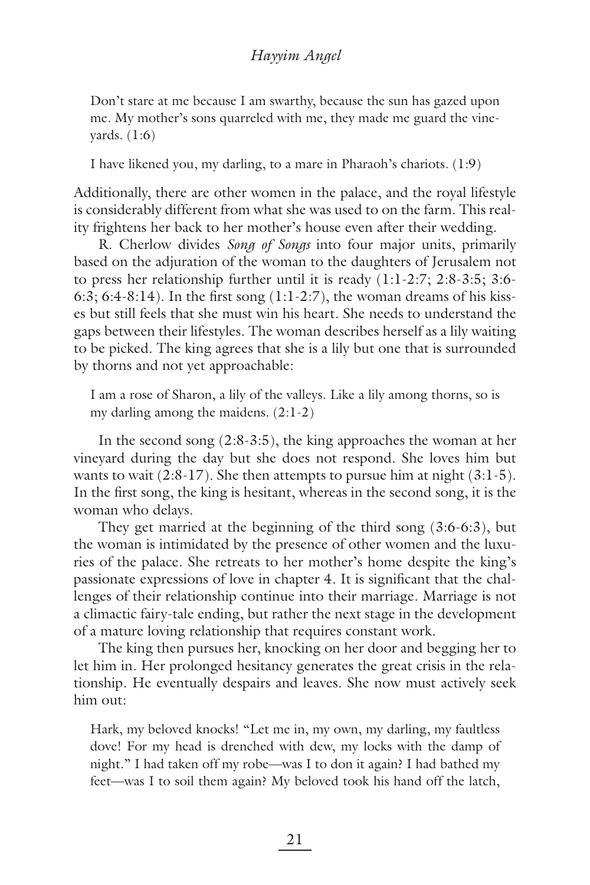> Don't stare at me because I am swarthy, because the sun has gazed upon me. My mother's sons quarreled with me, they made me guard the vineyards. (1:6)

> I have likened you, my darling, to a mare in Pharaoh's chariots. (1:9)

Additionally, there are other women in the palace, and the royal lifestyle is considerably different from what she was used to on the farm. This reality frightens her back to her mother's house even after their wedding.

R. Cherlow divides *Song of Songs* into four major units, primarily based on the adjuration of the woman to the daughters of Jerusalem not to press her relationship further until it is ready (1:1-2:7; 2:8-3:5; 3:6-6:3; 6:4-8:14). In the first song (1:1-2:7), the woman dreams of his kisses but still feels that she must win his heart. She needs to understand the gaps between their lifestyles. The woman describes herself as a lily waiting to be picked. The king agrees that she is a lily but one that is surrounded by thorns and not yet approachable:

> I am a rose of Sharon, a lily of the valleys. Like a lily among thorns, so is my darling among the maidens. (2:1-2)

In the second song (2:8-3:5), the king approaches the woman at her vineyard during the day but she does not respond. She loves him but wants to wait (2:8-17). She then attempts to pursue him at night (3:1-5). In the first song, the king is hesitant, whereas in the second song, it is the woman who delays.

They get married at the beginning of the third song (3:6-6:3), but the woman is intimidated by the presence of other women and the luxuries of the palace. She retreats to her mother's home despite the king's passionate expressions of love in chapter 4. It is significant that the challenges of their relationship continue into their marriage. Marriage is not a climactic fairy-tale ending, but rather the next stage in the development of a mature loving relationship that requires constant work.

The king then pursues her, knocking on her door and begging her to let him in. Her prolonged hesitancy generates the great crisis in the relationship. He eventually despairs and leaves. She now must actively seek him out:

> Hark, my beloved knocks! "Let me in, my own, my darling, my faultless dove! For my head is drenched with dew, my locks with the damp of night." I had taken off my robe—was I to don it again? I had bathed my feet—was I to soil them again? My beloved took his hand off the latch,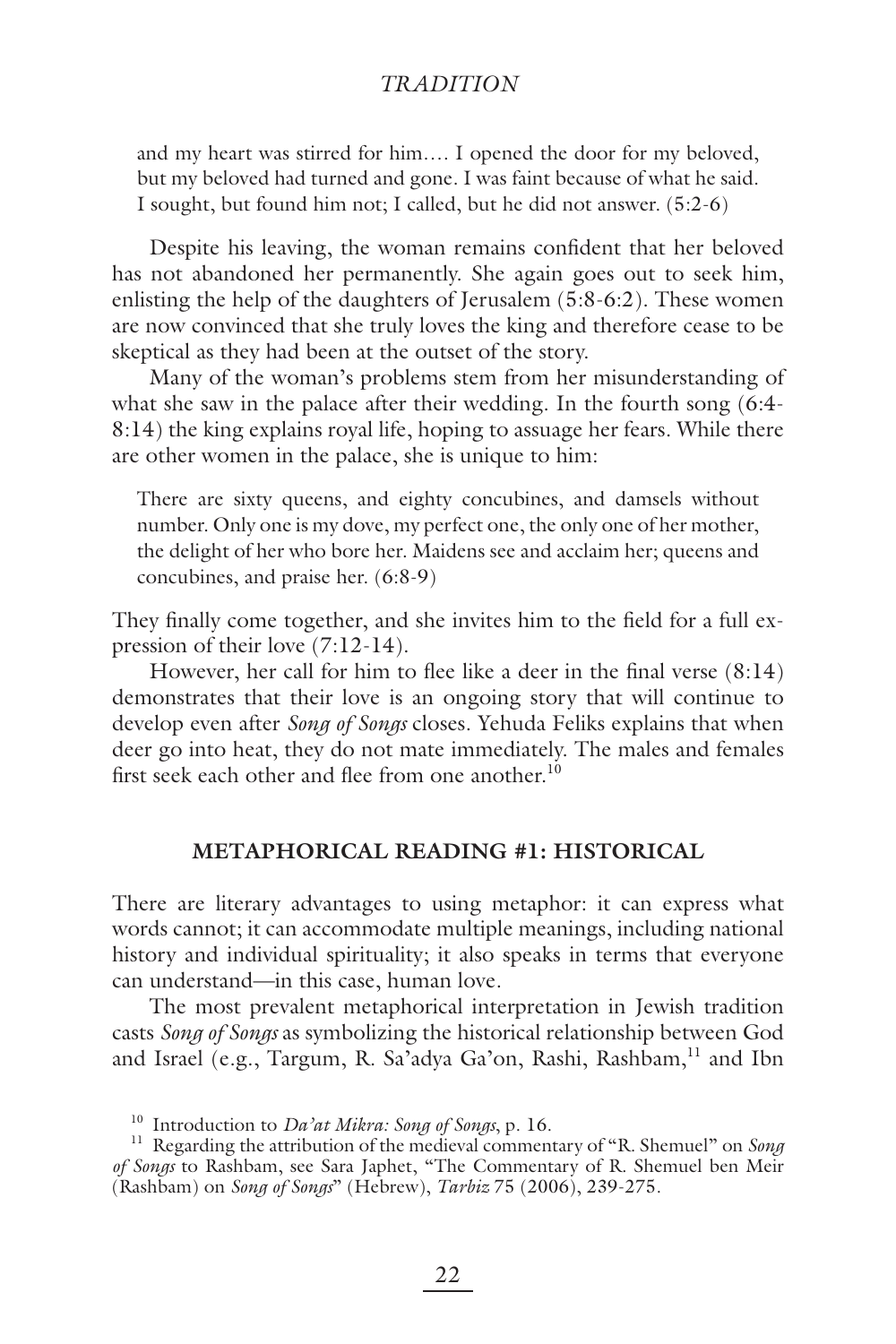> and my heart was stirred for him.... I opened the door for my beloved, but my beloved had turned and gone. I was faint because of what he said. I sought, but found him not; I called, but he did not answer. (5:2-6)

Despite his leaving, the woman remains confident that her beloved has not abandoned her permanently. She again goes out to seek him, enlisting the help of the daughters of Jerusalem (5:8-6:2). These women are now convinced that she truly loves the king and therefore cease to be skeptical as they had been at the outset of the story.

Many of the woman's problems stem from her misunderstanding of what she saw in the palace after their wedding. In the fourth song (6:4-8:14) the king explains royal life, hoping to assuage her fears. While there are other women in the palace, she is unique to him:

> There are sixty queens, and eighty concubines, and damsels without number. Only one is my dove, my perfect one, the only one of her mother, the delight of her who bore her. Maidens see and acclaim her; queens and concubines, and praise her. (6:8-9)

They finally come together, and she invites him to the field for a full expression of their love (7:12-14).

However, her call for him to flee like a deer in the final verse (8:14) demonstrates that their love is an ongoing story that will continue to develop even after *Song of Songs* closes. Yehuda Feliks explains that when deer go into heat, they do not mate immediately. The males and females first seek each other and flee from one another.[10]

## METAPHORICAL READING #1: HISTORICAL

There are literary advantages to using metaphor: it can express what words cannot; it can accommodate multiple meanings, including national history and individual spirituality; it also speaks in terms that everyone can understand—in this case, human love.

The most prevalent metaphorical interpretation in Jewish tradition casts *Song of Songs* as symbolizing the historical relationship between God and Israel (e.g., Targum, R. Sa'adya Ga'on, Rashi, Rashbam,[11] and Ibn

---

[10] Introduction to *Da'at Mikra: Song of Songs*, p. 16.

[11] Regarding the attribution of the medieval commentary of "R. Shemuel" on *Song of Songs* to Rashbam, see Sara Japhet, "The Commentary of R. Shemuel ben Meir (Rashbam) on *Song of Songs*" (Hebrew), *Tarbiz* 75 (2006), 239-275.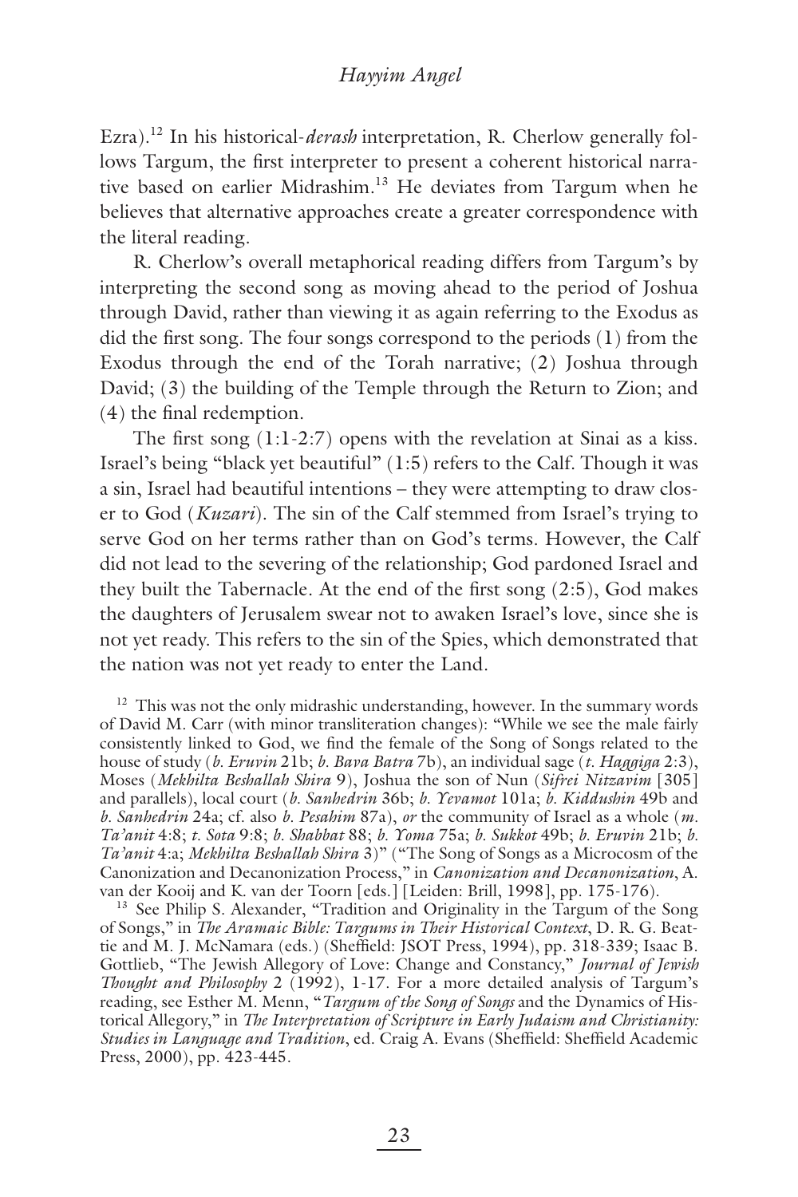Ezra).[12] In his historical-*derash* interpretation, R. Cherlow generally follows Targum, the first interpreter to present a coherent historical narrative based on earlier Midrashim.[13] He deviates from Targum when he believes that alternative approaches create a greater correspondence with the literal reading.

R. Cherlow's overall metaphorical reading differs from Targum's by interpreting the second song as moving ahead to the period of Joshua through David, rather than viewing it as again referring to the Exodus as did the first song. The four songs correspond to the periods (1) from the Exodus through the end of the Torah narrative; (2) Joshua through David; (3) the building of the Temple through the Return to Zion; and (4) the final redemption.

The first song (1:1-2:7) opens with the revelation at Sinai as a kiss. Israel's being "black yet beautiful" (1:5) refers to the Calf. Though it was a sin, Israel had beautiful intentions – they were attempting to draw closer to God (*Kuzari*). The sin of the Calf stemmed from Israel's trying to serve God on her terms rather than on God's terms. However, the Calf did not lead to the severing of the relationship; God pardoned Israel and they built the Tabernacle. At the end of the first song (2:5), God makes the daughters of Jerusalem swear not to awaken Israel's love, since she is not yet ready. This refers to the sin of the Spies, which demonstrated that the nation was not yet ready to enter the Land.

[12] This was not the only midrashic understanding, however. In the summary words of David M. Carr (with minor transliteration changes): "While we see the male fairly consistently linked to God, we find the female of the Song of Songs related to the house of study (*b. Eruvin* 21b; *b. Bava Batra* 7b), an individual sage (*t. Haggiga* 2:3), Moses (*Mekhilta Beshallah Shira* 9), Joshua the son of Nun (*Sifrei Nitzavim* [305] and parallels), local court (*b. Sanhedrin* 36b; *b. Yevamot* 101a; *b. Kiddushin* 49b and *b. Sanhedrin* 24a; cf. also *b. Pesahim* 87a), *or* the community of Israel as a whole (*m. Ta'anit* 4:8; *t. Sota* 9:8; *b. Shabbat* 88; *b. Yoma* 75a; *b. Sukkot* 49b; *b. Eruvin* 21b; *b. Ta'anit* 4:a; *Mekhilta Beshallah Shira* 3)" ("The Song of Songs as a Microcosm of the Canonization and Decanonization Process," in *Canonization and Decanonization*, A. van der Kooij and K. van der Toorn [eds.] [Leiden: Brill, 1998], pp. 175-176).

[13] See Philip S. Alexander, "Tradition and Originality in the Targum of the Song of Songs," in *The Aramaic Bible: Targums in Their Historical Context*, D. R. G. Beattie and M. J. McNamara (eds.) (Sheffield: JSOT Press, 1994), pp. 318-339; Isaac B. Gottlieb, "The Jewish Allegory of Love: Change and Constancy," *Journal of Jewish Thought and Philosophy* 2 (1992), 1-17. For a more detailed analysis of Targum's reading, see Esther M. Menn, "*Targum of the Song of Songs* and the Dynamics of Historical Allegory," in *The Interpretation of Scripture in Early Judaism and Christianity: Studies in Language and Tradition*, ed. Craig A. Evans (Sheffield: Sheffield Academic Press, 2000), pp. 423-445.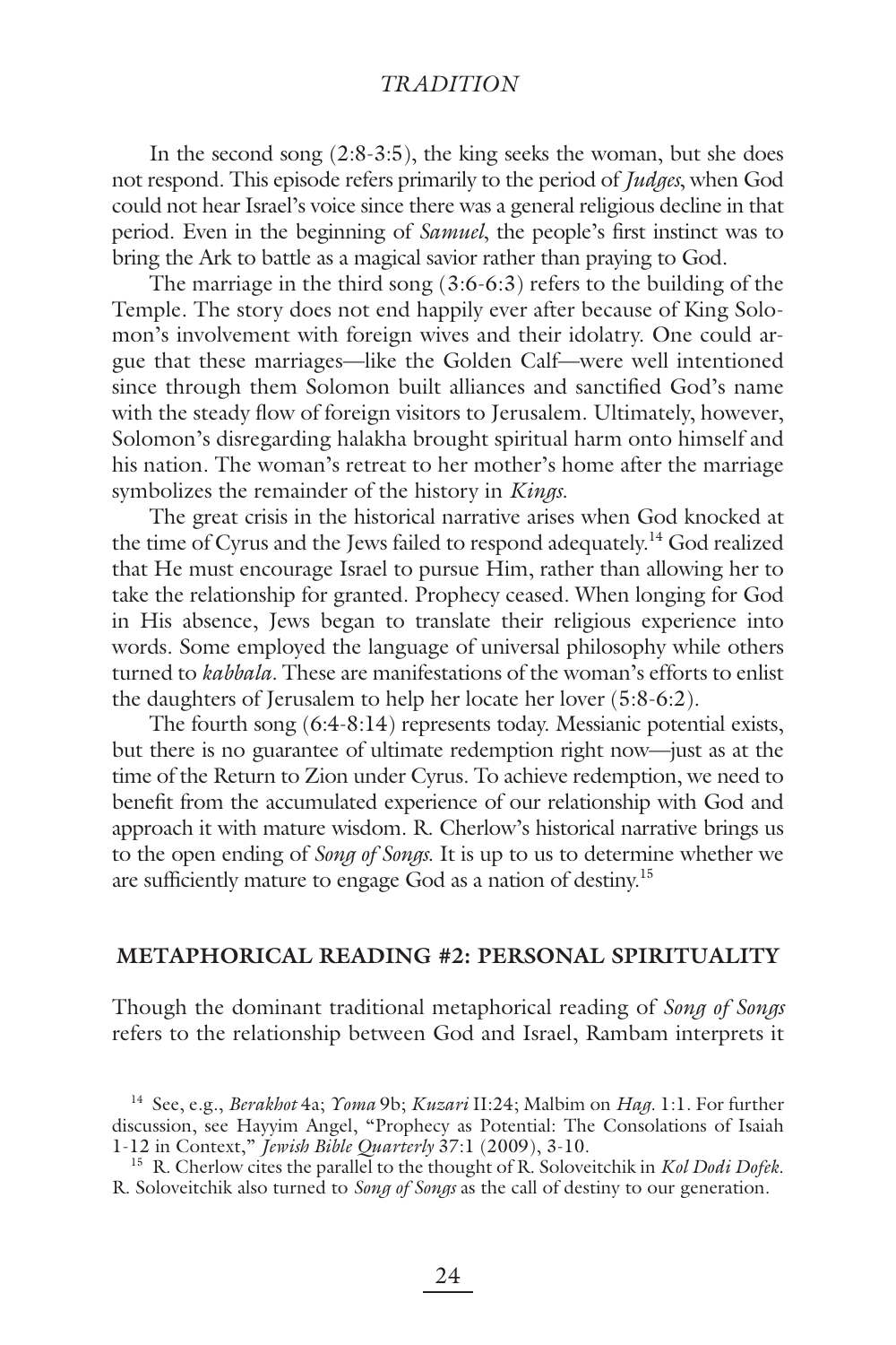In the second song (2:8-3:5), the king seeks the woman, but she does not respond. This episode refers primarily to the period of *Judges*, when God could not hear Israel's voice since there was a general religious decline in that period. Even in the beginning of *Samuel*, the people's first instinct was to bring the Ark to battle as a magical savior rather than praying to God.

The marriage in the third song (3:6-6:3) refers to the building of the Temple. The story does not end happily ever after because of King Solomon's involvement with foreign wives and their idolatry. One could argue that these marriages—like the Golden Calf—were well intentioned since through them Solomon built alliances and sanctified God's name with the steady flow of foreign visitors to Jerusalem. Ultimately, however, Solomon's disregarding halakha brought spiritual harm onto himself and his nation. The woman's retreat to her mother's home after the marriage symbolizes the remainder of the history in *Kings*.

The great crisis in the historical narrative arises when God knocked at the time of Cyrus and the Jews failed to respond adequately.[14] God realized that He must encourage Israel to pursue Him, rather than allowing her to take the relationship for granted. Prophecy ceased. When longing for God in His absence, Jews began to translate their religious experience into words. Some employed the language of universal philosophy while others turned to *kabbala*. These are manifestations of the woman's efforts to enlist the daughters of Jerusalem to help her locate her lover (5:8-6:2).

The fourth song (6:4-8:14) represents today. Messianic potential exists, but there is no guarantee of ultimate redemption right now—just as at the time of the Return to Zion under Cyrus. To achieve redemption, we need to benefit from the accumulated experience of our relationship with God and approach it with mature wisdom. R. Cherlow's historical narrative brings us to the open ending of *Song of Songs*. It is up to us to determine whether we are sufficiently mature to engage God as a nation of destiny.[15]

## METAPHORICAL READING #2: PERSONAL SPIRITUALITY

Though the dominant traditional metaphorical reading of *Song of Songs* refers to the relationship between God and Israel, Rambam interprets it

---

[14] See, e.g., *Berakhot* 4a; *Yoma* 9b; *Kuzari* II:24; Malbim on *Hag*. 1:1. For further discussion, see Hayyim Angel, "Prophecy as Potential: The Consolations of Isaiah 1-12 in Context," *Jewish Bible Quarterly* 37:1 (2009), 3-10.

[15] R. Cherlow cites the parallel to the thought of R. Soloveitchik in *Kol Dodi Dofek*. R. Soloveitchik also turned to *Song of Songs* as the call of destiny to our generation.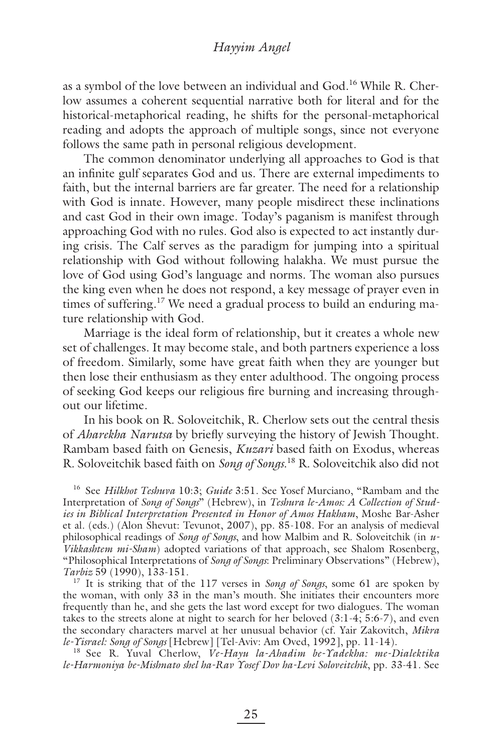as a symbol of the love between an individual and God.[16] While R. Cherlow assumes a coherent sequential narrative both for literal and for the historical-metaphorical reading, he shifts for the personal-metaphorical reading and adopts the approach of multiple songs, since not everyone follows the same path in personal religious development.

The common denominator underlying all approaches to God is that an infinite gulf separates God and us. There are external impediments to faith, but the internal barriers are far greater. The need for a relationship with God is innate. However, many people misdirect these inclinations and cast God in their own image. Today's paganism is manifest through approaching God with no rules. God also is expected to act instantly during crisis. The Calf serves as the paradigm for jumping into a spiritual relationship with God without following halakha. We must pursue the love of God using God's language and norms. The woman also pursues the king even when he does not respond, a key message of prayer even in times of suffering.[17] We need a gradual process to build an enduring mature relationship with God.

Marriage is the ideal form of relationship, but it creates a whole new set of challenges. It may become stale, and both partners experience a loss of freedom. Similarly, some have great faith when they are younger but then lose their enthusiasm as they enter adulthood. The ongoing process of seeking God keeps our religious fire burning and increasing throughout our lifetime.

In his book on R. Soloveitchik, R. Cherlow sets out the central thesis of *Aharekha Narutsa* by briefly surveying the history of Jewish Thought. Rambam based faith on Genesis, *Kuzari* based faith on Exodus, whereas R. Soloveitchik based faith on *Song of Songs*.[18] R. Soloveitchik also did not

[16] See *Hilkhot Teshuva* 10:3; *Guide* 3:51. See Yosef Murciano, "Rambam and the Interpretation of *Song of Songs*" (Hebrew), in *Teshura le-Amos: A Collection of Studies in Biblical Interpretation Presented in Honor of Amos Hakham*, Moshe Bar-Asher et al. (eds.) (Alon Shevut: Tevunot, 2007), pp. 85-108. For an analysis of medieval philosophical readings of *Song of Songs*, and how Malbim and R. Soloveitchik (in *u-Vikkashtem mi-Sham*) adopted variations of that approach, see Shalom Rosenberg, "Philosophical Interpretations of *Song of Songs*: Preliminary Observations" (Hebrew), *Tarbiz* 59 (1990), 133-151.

[17] It is striking that of the 117 verses in *Song of Songs*, some 61 are spoken by the woman, with only 33 in the man's mouth. She initiates their encounters more frequently than he, and she gets the last word except for two dialogues. The woman takes to the streets alone at night to search for her beloved (3:1-4; 5:6-7), and even the secondary characters marvel at her unusual behavior (cf. Yair Zakovitch, *Mikra le-Yisrael: Song of Songs* [Hebrew] [Tel-Aviv: Am Oved, 1992], pp. 11-14).

[18] See R. Yuval Cherlow, *Ve-Hayu la-Ahadim be-Yadekha: me-Dialektika le-Harmoniya be-Mishnato shel ha-Rav Yosef Dov ha-Levi Soloveitchik*, pp. 33-41. See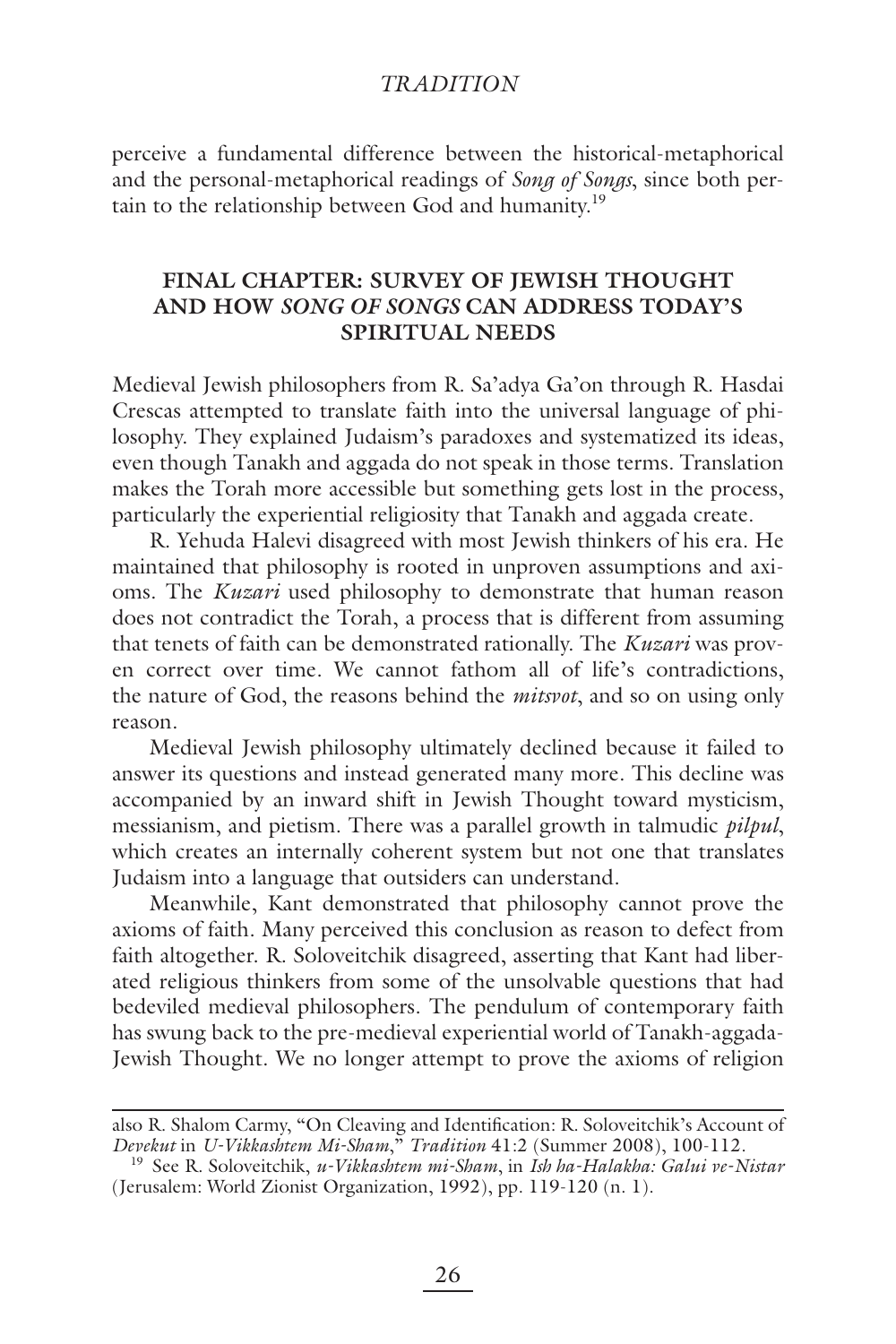perceive a fundamental difference between the historical-metaphorical and the personal-metaphorical readings of *Song of Songs*, since both pertain to the relationship between God and humanity.[19]

## FINAL CHAPTER: SURVEY OF JEWISH THOUGHT AND HOW *SONG OF SONGS* CAN ADDRESS TODAY'S SPIRITUAL NEEDS

Medieval Jewish philosophers from R. Sa'adya Ga'on through R. Hasdai Crescas attempted to translate faith into the universal language of philosophy. They explained Judaism's paradoxes and systematized its ideas, even though Tanakh and aggada do not speak in those terms. Translation makes the Torah more accessible but something gets lost in the process, particularly the experiential religiosity that Tanakh and aggada create.

R. Yehuda Halevi disagreed with most Jewish thinkers of his era. He maintained that philosophy is rooted in unproven assumptions and axioms. The *Kuzari* used philosophy to demonstrate that human reason does not contradict the Torah, a process that is different from assuming that tenets of faith can be demonstrated rationally. The *Kuzari* was proven correct over time. We cannot fathom all of life's contradictions, the nature of God, the reasons behind the *mitsvot*, and so on using only reason.

Medieval Jewish philosophy ultimately declined because it failed to answer its questions and instead generated many more. This decline was accompanied by an inward shift in Jewish Thought toward mysticism, messianism, and pietism. There was a parallel growth in talmudic *pilpul*, which creates an internally coherent system but not one that translates Judaism into a language that outsiders can understand.

Meanwhile, Kant demonstrated that philosophy cannot prove the axioms of faith. Many perceived this conclusion as reason to defect from faith altogether. R. Soloveitchik disagreed, asserting that Kant had liberated religious thinkers from some of the unsolvable questions that had bedeviled medieval philosophers. The pendulum of contemporary faith has swung back to the pre-medieval experiential world of Tanakh-aggada-Jewish Thought. We no longer attempt to prove the axioms of religion

---

also R. Shalom Carmy, "On Cleaving and Identification: R. Soloveitchik's Account of *Devekut* in *U-Vikkashtem Mi-Sham*," *Tradition* 41:2 (Summer 2008), 100-112.

[19] See R. Soloveitchik, *u-Vikkashtem mi-Sham*, in *Ish ha-Halakha: Galui ve-Nistar* (Jerusalem: World Zionist Organization, 1992), pp. 119-120 (n. 1).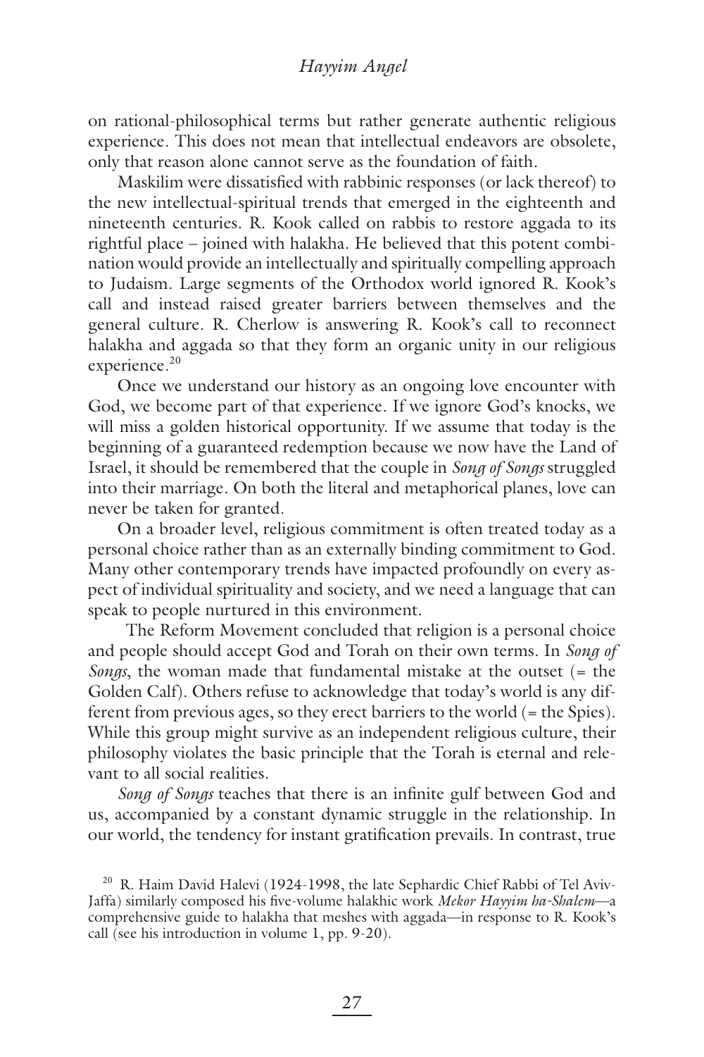on rational-philosophical terms but rather generate authentic religious experience. This does not mean that intellectual endeavors are obsolete, only that reason alone cannot serve as the foundation of faith.

Maskilim were dissatisfied with rabbinic responses (or lack thereof) to the new intellectual-spiritual trends that emerged in the eighteenth and nineteenth centuries. R. Kook called on rabbis to restore aggada to its rightful place – joined with halakha. He believed that this potent combination would provide an intellectually and spiritually compelling approach to Judaism. Large segments of the Orthodox world ignored R. Kook's call and instead raised greater barriers between themselves and the general culture. R. Cherlow is answering R. Kook's call to reconnect halakha and aggada so that they form an organic unity in our religious experience.[20]

Once we understand our history as an ongoing love encounter with God, we become part of that experience. If we ignore God's knocks, we will miss a golden historical opportunity. If we assume that today is the beginning of a guaranteed redemption because we now have the Land of Israel, it should be remembered that the couple in *Song of Songs* struggled into their marriage. On both the literal and metaphorical planes, love can never be taken for granted.

On a broader level, religious commitment is often treated today as a personal choice rather than as an externally binding commitment to God. Many other contemporary trends have impacted profoundly on every aspect of individual spirituality and society, and we need a language that can speak to people nurtured in this environment.

The Reform Movement concluded that religion is a personal choice and people should accept God and Torah on their own terms. In *Song of Songs*, the woman made that fundamental mistake at the outset (= the Golden Calf). Others refuse to acknowledge that today's world is any different from previous ages, so they erect barriers to the world (= the Spies). While this group might survive as an independent religious culture, their philosophy violates the basic principle that the Torah is eternal and relevant to all social realities.

*Song of Songs* teaches that there is an infinite gulf between God and us, accompanied by a constant dynamic struggle in the relationship. In our world, the tendency for instant gratification prevails. In contrast, true

[20] R. Haim David Halevi (1924-1998, the late Sephardic Chief Rabbi of Tel Aviv-Jaffa) similarly composed his five-volume halakhic work *Mekor Hayyim ha-Shalem*—a comprehensive guide to halakha that meshes with aggada—in response to R. Kook's call (see his introduction in volume 1, pp. 9-20).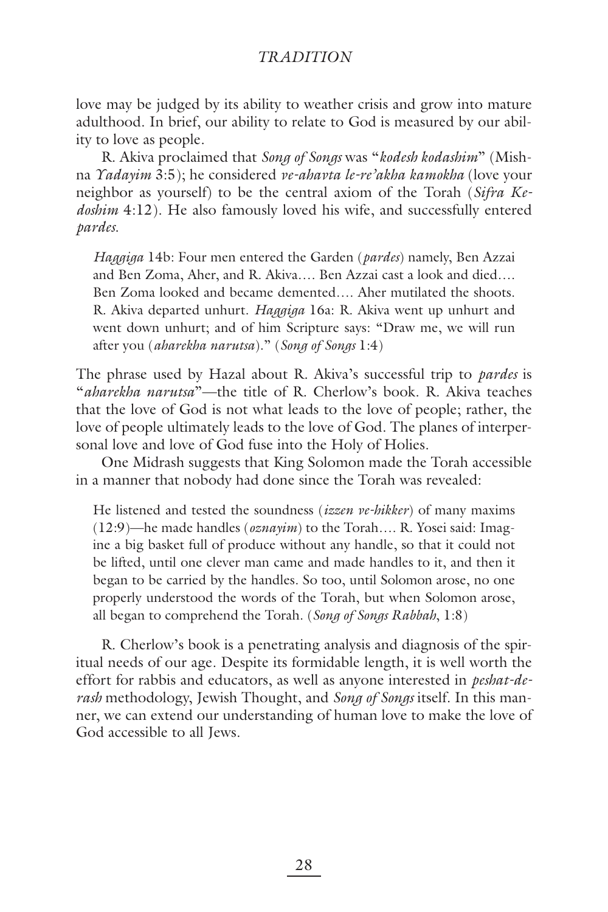love may be judged by its ability to weather crisis and grow into mature adulthood. In brief, our ability to relate to God is measured by our ability to love as people.

R. Akiva proclaimed that *Song of Songs* was "*kodesh kodashim*" (Mishna *Yadayim* 3:5); he considered *ve-ahavta le-re'akha kamokha* (love your neighbor as yourself) to be the central axiom of the Torah (*Sifra Kedoshim* 4:12). He also famously loved his wife, and successfully entered *pardes.*

> *Haggiga* 14b: Four men entered the Garden (*pardes*) namely, Ben Azzai and Ben Zoma, Aher, and R. Akiva.... Ben Azzai cast a look and died.... Ben Zoma looked and became demented.... Aher mutilated the shoots. R. Akiva departed unhurt. *Haggiga* 16a: R. Akiva went up unhurt and went down unhurt; and of him Scripture says: "Draw me, we will run after you (*aharekha narutsa*)." (*Song of Songs* 1:4)

The phrase used by Hazal about R. Akiva's successful trip to *pardes* is "*aharekha narutsa*"—the title of R. Cherlow's book. R. Akiva teaches that the love of God is not what leads to the love of people; rather, the love of people ultimately leads to the love of God. The planes of interpersonal love and love of God fuse into the Holy of Holies.

One Midrash suggests that King Solomon made the Torah accessible in a manner that nobody had done since the Torah was revealed:

> He listened and tested the soundness (*izzen ve-hikker*) of many maxims (12:9)—he made handles (*oznayim*) to the Torah.... R. Yosei said: Imagine a big basket full of produce without any handle, so that it could not be lifted, until one clever man came and made handles to it, and then it began to be carried by the handles. So too, until Solomon arose, no one properly understood the words of the Torah, but when Solomon arose, all began to comprehend the Torah. (*Song of Songs Rabbah*, 1:8)

R. Cherlow's book is a penetrating analysis and diagnosis of the spiritual needs of our age. Despite its formidable length, it is well worth the effort for rabbis and educators, as well as anyone interested in *peshat-derash* methodology, Jewish Thought, and *Song of Songs* itself. In this manner, we can extend our understanding of human love to make the love of God accessible to all Jews.